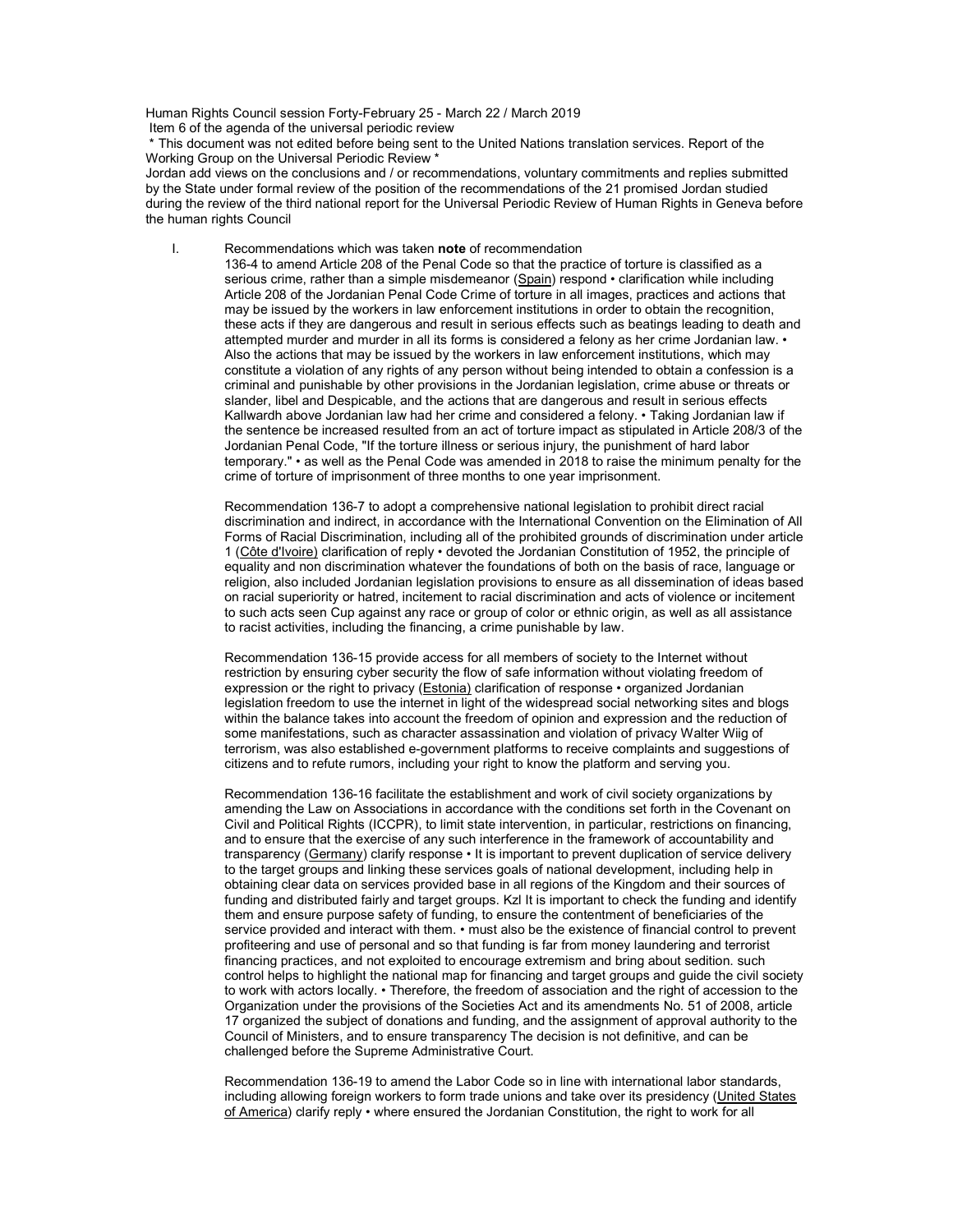Human Rights Council session Forty-February 25 - March 22 / March 2019
Item 6 of the agenda of the universal periodic review
* This document was not edited before being sent to the United Nations translation services. Report of the Working Group on the Universal Periodic Review *
Jordan add views on the conclusions and / or recommendations, voluntary commitments and replies submitted by the State under formal review of the position of the recommendations of the 21 promised Jordan studied during the review of the third national report for the Universal Periodic Review of Human Rights in Geneva before the human rights Council

I. Recommendations which was taken **note** of recommendation

136-4 to amend Article 208 of the Penal Code so that the practice of torture is classified as a serious crime, rather than a simple misdemeanor (<u>Spain</u>) respond • clarification while including Article 208 of the Jordanian Penal Code Crime of torture in all images, practices and actions that may be issued by the workers in law enforcement institutions in order to obtain the recognition, these acts if they are dangerous and result in serious effects such as beatings leading to death and attempted murder and murder in all its forms is considered a felony as her crime Jordanian law. • Also the actions that may be issued by the workers in law enforcement institutions, which may constitute a violation of any rights of any person without being intended to obtain a confession is a criminal and punishable by other provisions in the Jordanian legislation, crime abuse or threats or slander, libel and Despicable, and the actions that are dangerous and result in serious effects Kallwardh above Jordanian law had her crime and considered a felony. • Taking Jordanian law if the sentence be increased resulted from an act of torture impact as stipulated in Article 208/3 of the Jordanian Penal Code, "If the torture illness or serious injury, the punishment of hard labor temporary." • as well as the Penal Code was amended in 2018 to raise the minimum penalty for the crime of torture of imprisonment of three months to one year imprisonment.

Recommendation 136-7 to adopt a comprehensive national legislation to prohibit direct racial discrimination and indirect, in accordance with the International Convention on the Elimination of All Forms of Racial Discrimination, including all of the prohibited grounds of discrimination under article 1 (<u>Côte d'Ivoire)</u> clarification of reply • devoted the Jordanian Constitution of 1952, the principle of equality and non discrimination whatever the foundations of both on the basis of race, language or religion, also included Jordanian legislation provisions to ensure as all dissemination of ideas based on racial superiority or hatred, incitement to racial discrimination and acts of violence or incitement to such acts seen Cup against any race or group of color or ethnic origin, as well as all assistance to racist activities, including the financing, a crime punishable by law.

Recommendation 136-15 provide access for all members of society to the Internet without restriction by ensuring cyber security the flow of safe information without violating freedom of expression or the right to privacy (<u>Estonia)</u> clarification of response • organized Jordanian legislation freedom to use the internet in light of the widespread social networking sites and blogs within the balance takes into account the freedom of opinion and expression and the reduction of some manifestations, such as character assassination and violation of privacy Walter Wiig of terrorism, was also established e-government platforms to receive complaints and suggestions of citizens and to refute rumors, including your right to know the platform and serving you.

Recommendation 136-16 facilitate the establishment and work of civil society organizations by amending the Law on Associations in accordance with the conditions set forth in the Covenant on Civil and Political Rights (ICCPR), to limit state intervention, in particular, restrictions on financing, and to ensure that the exercise of any such interference in the framework of accountability and transparency (<u>Germany</u>) clarify response • It is important to prevent duplication of service delivery to the target groups and linking these services goals of national development, including help in obtaining clear data on services provided base in all regions of the Kingdom and their sources of funding and distributed fairly and target groups. Kzl It is important to check the funding and identify them and ensure purpose safety of funding, to ensure the contentment of beneficiaries of the service provided and interact with them. • must also be the existence of financial control to prevent profiteering and use of personal and so that funding is far from money laundering and terrorist financing practices, and not exploited to encourage extremism and bring about sedition. such control helps to highlight the national map for financing and target groups and guide the civil society to work with actors locally. • Therefore, the freedom of association and the right of accession to the Organization under the provisions of the Societies Act and its amendments No. 51 of 2008, article 17 organized the subject of donations and funding, and the assignment of approval authority to the Council of Ministers, and to ensure transparency The decision is not definitive, and can be challenged before the Supreme Administrative Court.

Recommendation 136-19 to amend the Labor Code so in line with international labor standards, including allowing foreign workers to form trade unions and take over its presidency (<u>United States of America</u>) clarify reply • where ensured the Jordanian Constitution, the right to work for all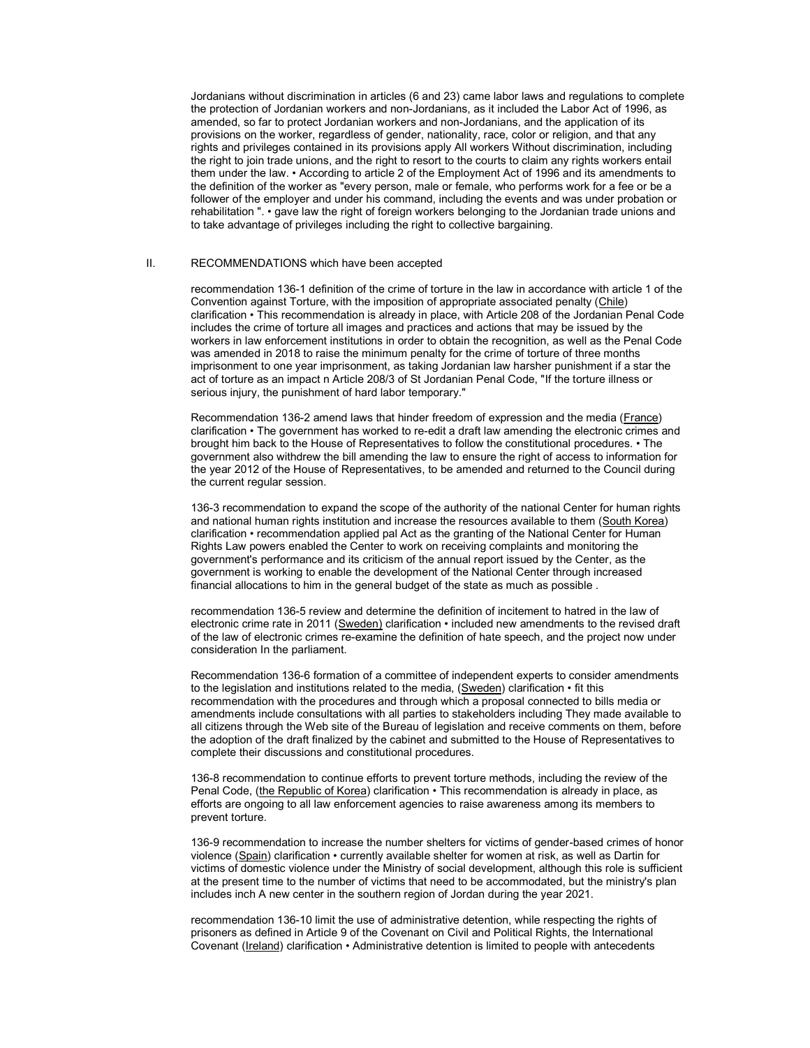Jordanians without discrimination in articles (6 and 23) came labor laws and regulations to complete the protection of Jordanian workers and non-Jordanians, as it included the Labor Act of 1996, as amended, so far to protect Jordanian workers and non-Jordanians, and the application of its provisions on the worker, regardless of gender, nationality, race, color or religion, and that any rights and privileges contained in its provisions apply All workers Without discrimination, including the right to join trade unions, and the right to resort to the courts to claim any rights workers entail them under the law. • According to article 2 of the Employment Act of 1996 and its amendments to the definition of the worker as "every person, male or female, who performs work for a fee or be a follower of the employer and under his command, including the events and was under probation or rehabilitation ". • gave law the right of foreign workers belonging to the Jordanian trade unions and to take advantage of privileges including the right to collective bargaining.

## II. RECOMMENDATIONS which have been accepted

recommendation 136-1 definition of the crime of torture in the law in accordance with article 1 of the Convention against Torture, with the imposition of appropriate associated penalty (Chile) clarification • This recommendation is already in place, with Article 208 of the Jordanian Penal Code includes the crime of torture all images and practices and actions that may be issued by the workers in law enforcement institutions in order to obtain the recognition, as well as the Penal Code was amended in 2018 to raise the minimum penalty for the crime of torture of three months imprisonment to one year imprisonment, as taking Jordanian law harsher punishment if a star the act of torture as an impact n Article 208/3 of St Jordanian Penal Code, "If the torture illness or serious injury, the punishment of hard labor temporary."

Recommendation 136-2 amend laws that hinder freedom of expression and the media (France) clarification • The government has worked to re-edit a draft law amending the electronic crimes and brought him back to the House of Representatives to follow the constitutional procedures. • The government also withdrew the bill amending the law to ensure the right of access to information for the year 2012 of the House of Representatives, to be amended and returned to the Council during the current regular session.

136-3 recommendation to expand the scope of the authority of the national Center for human rights and national human rights institution and increase the resources available to them (South Korea) clarification • recommendation applied pal Act as the granting of the National Center for Human Rights Law powers enabled the Center to work on receiving complaints and monitoring the government's performance and its criticism of the annual report issued by the Center, as the government is working to enable the development of the National Center through increased financial allocations to him in the general budget of the state as much as possible .

recommendation 136-5 review and determine the definition of incitement to hatred in the law of electronic crime rate in 2011 (Sweden) clarification • included new amendments to the revised draft of the law of electronic crimes re-examine the definition of hate speech, and the project now under consideration In the parliament.

Recommendation 136-6 formation of a committee of independent experts to consider amendments to the legislation and institutions related to the media, (Sweden) clarification • fit this recommendation with the procedures and through which a proposal connected to bills media or amendments include consultations with all parties to stakeholders including They made available to all citizens through the Web site of the Bureau of legislation and receive comments on them, before the adoption of the draft finalized by the cabinet and submitted to the House of Representatives to complete their discussions and constitutional procedures.

136-8 recommendation to continue efforts to prevent torture methods, including the review of the Penal Code, (the Republic of Korea) clarification • This recommendation is already in place, as efforts are ongoing to all law enforcement agencies to raise awareness among its members to prevent torture.

136-9 recommendation to increase the number shelters for victims of gender-based crimes of honor violence (Spain) clarification • currently available shelter for women at risk, as well as Dartin for victims of domestic violence under the Ministry of social development, although this role is sufficient at the present time to the number of victims that need to be accommodated, but the ministry's plan includes inch A new center in the southern region of Jordan during the year 2021.

recommendation 136-10 limit the use of administrative detention, while respecting the rights of prisoners as defined in Article 9 of the Covenant on Civil and Political Rights, the International Covenant (Ireland) clarification • Administrative detention is limited to people with antecedents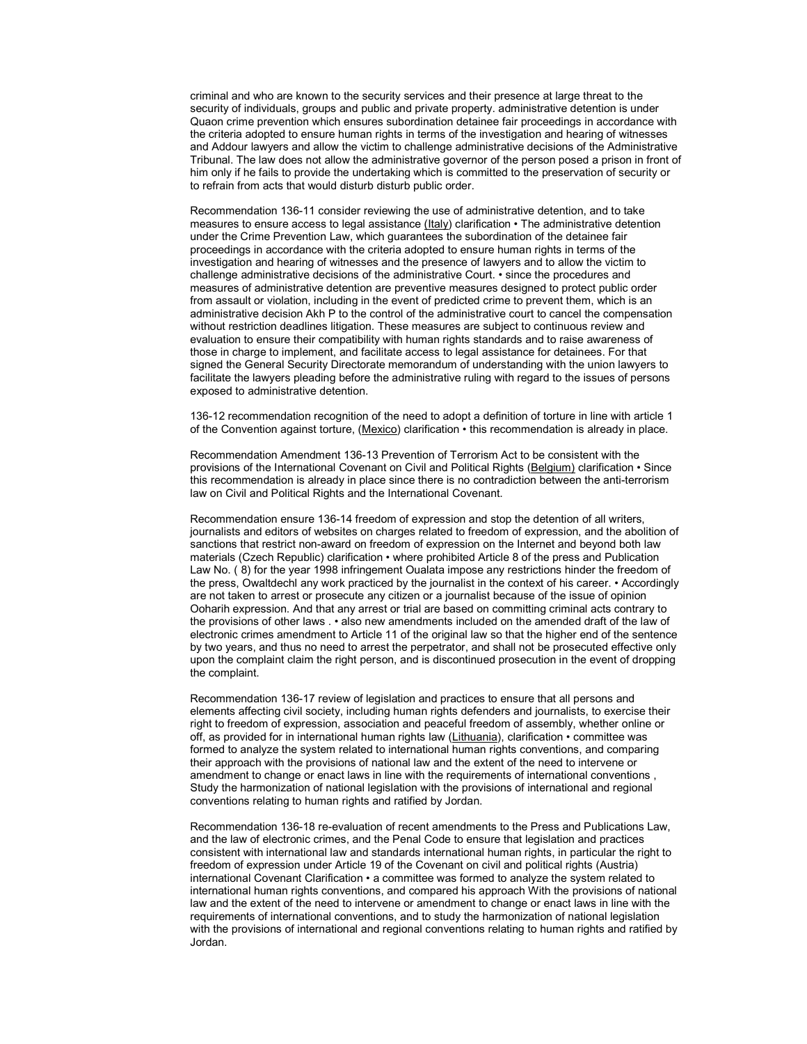criminal and who are known to the security services and their presence at large threat to the security of individuals, groups and public and private property. administrative detention is under Quaon crime prevention which ensures subordination detainee fair proceedings in accordance with the criteria adopted to ensure human rights in terms of the investigation and hearing of witnesses and Addour lawyers and allow the victim to challenge administrative decisions of the Administrative Tribunal. The law does not allow the administrative governor of the person posed a prison in front of him only if he fails to provide the undertaking which is committed to the preservation of security or to refrain from acts that would disturb disturb public order.

Recommendation 136-11 consider reviewing the use of administrative detention, and to take measures to ensure access to legal assistance (Italy) clarification • The administrative detention under the Crime Prevention Law, which guarantees the subordination of the detainee fair proceedings in accordance with the criteria adopted to ensure human rights in terms of the investigation and hearing of witnesses and the presence of lawyers and to allow the victim to challenge administrative decisions of the administrative Court. • since the procedures and measures of administrative detention are preventive measures designed to protect public order from assault or violation, including in the event of predicted crime to prevent them, which is an administrative decision Akh P to the control of the administrative court to cancel the compensation without restriction deadlines litigation. These measures are subject to continuous review and evaluation to ensure their compatibility with human rights standards and to raise awareness of those in charge to implement, and facilitate access to legal assistance for detainees. For that signed the General Security Directorate memorandum of understanding with the union lawyers to facilitate the lawyers pleading before the administrative ruling with regard to the issues of persons exposed to administrative detention.

136-12 recommendation recognition of the need to adopt a definition of torture in line with article 1 of the Convention against torture, (Mexico) clarification • this recommendation is already in place.

Recommendation Amendment 136-13 Prevention of Terrorism Act to be consistent with the provisions of the International Covenant on Civil and Political Rights (Belgium) clarification • Since this recommendation is already in place since there is no contradiction between the anti-terrorism law on Civil and Political Rights and the International Covenant.

Recommendation ensure 136-14 freedom of expression and stop the detention of all writers, journalists and editors of websites on charges related to freedom of expression, and the abolition of sanctions that restrict non-award on freedom of expression on the Internet and beyond both law materials (Czech Republic) clarification • where prohibited Article 8 of the press and Publication Law No. ( 8) for the year 1998 infringement Oualata impose any restrictions hinder the freedom of the press, Owaltdechl any work practiced by the journalist in the context of his career. • Accordingly are not taken to arrest or prosecute any citizen or a journalist because of the issue of opinion Ooharih expression. And that any arrest or trial are based on committing criminal acts contrary to the provisions of other laws . • also new amendments included on the amended draft of the law of electronic crimes amendment to Article 11 of the original law so that the higher end of the sentence by two years, and thus no need to arrest the perpetrator, and shall not be prosecuted effective only upon the complaint claim the right person, and is discontinued prosecution in the event of dropping the complaint.

Recommendation 136-17 review of legislation and practices to ensure that all persons and elements affecting civil society, including human rights defenders and journalists, to exercise their right to freedom of expression, association and peaceful freedom of assembly, whether online or off, as provided for in international human rights law (Lithuania), clarification • committee was formed to analyze the system related to international human rights conventions, and comparing their approach with the provisions of national law and the extent of the need to intervene or amendment to change or enact laws in line with the requirements of international conventions , Study the harmonization of national legislation with the provisions of international and regional conventions relating to human rights and ratified by Jordan.

Recommendation 136-18 re-evaluation of recent amendments to the Press and Publications Law, and the law of electronic crimes, and the Penal Code to ensure that legislation and practices consistent with international law and standards international human rights, in particular the right to freedom of expression under Article 19 of the Covenant on civil and political rights (Austria) international Covenant Clarification • a committee was formed to analyze the system related to international human rights conventions, and compared his approach With the provisions of national law and the extent of the need to intervene or amendment to change or enact laws in line with the requirements of international conventions, and to study the harmonization of national legislation with the provisions of international and regional conventions relating to human rights and ratified by Jordan.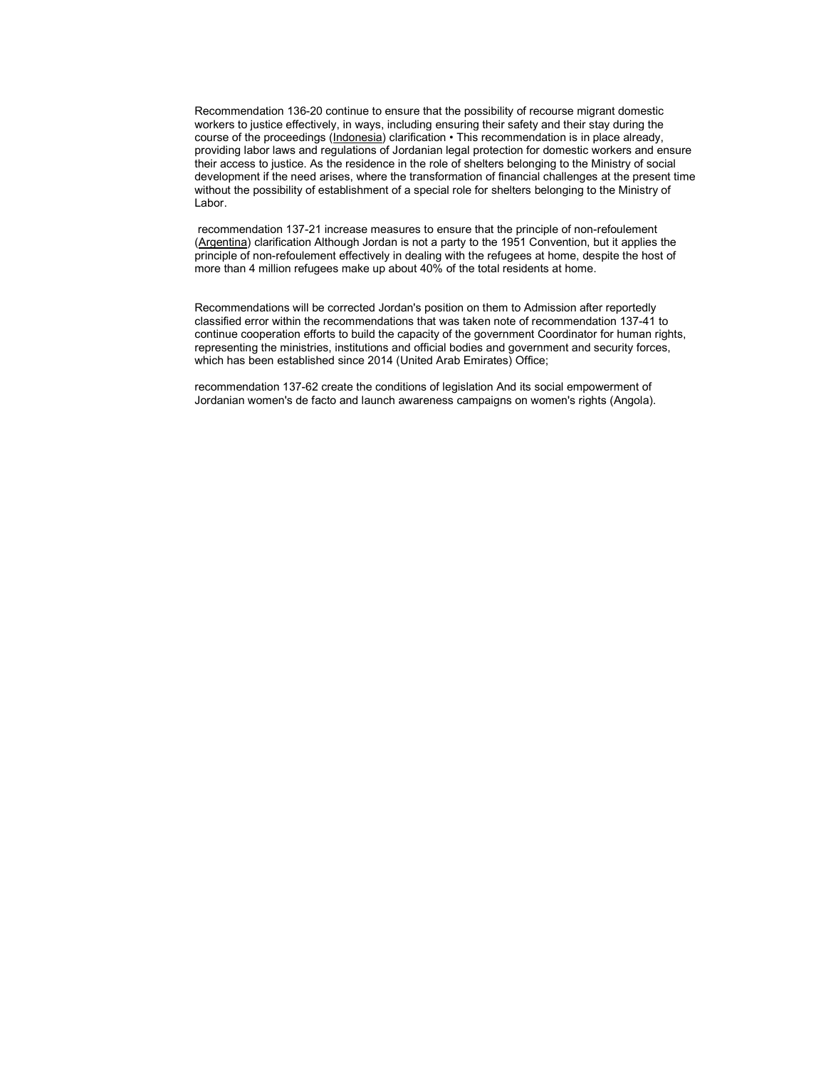Recommendation 136-20 continue to ensure that the possibility of recourse migrant domestic workers to justice effectively, in ways, including ensuring their safety and their stay during the course of the proceedings (Indonesia) clarification • This recommendation is in place already, providing labor laws and regulations of Jordanian legal protection for domestic workers and ensure their access to justice. As the residence in the role of shelters belonging to the Ministry of social development if the need arises, where the transformation of financial challenges at the present time without the possibility of establishment of a special role for shelters belonging to the Ministry of Labor.

recommendation 137-21 increase measures to ensure that the principle of non-refoulement (Argentina) clarification Although Jordan is not a party to the 1951 Convention, but it applies the principle of non-refoulement effectively in dealing with the refugees at home, despite the host of more than 4 million refugees make up about 40% of the total residents at home.

Recommendations will be corrected Jordan's position on them to Admission after reportedly classified error within the recommendations that was taken note of recommendation 137-41 to continue cooperation efforts to build the capacity of the government Coordinator for human rights, representing the ministries, institutions and official bodies and government and security forces, which has been established since 2014 (United Arab Emirates) Office;

recommendation 137-62 create the conditions of legislation And its social empowerment of Jordanian women's de facto and launch awareness campaigns on women's rights (Angola).